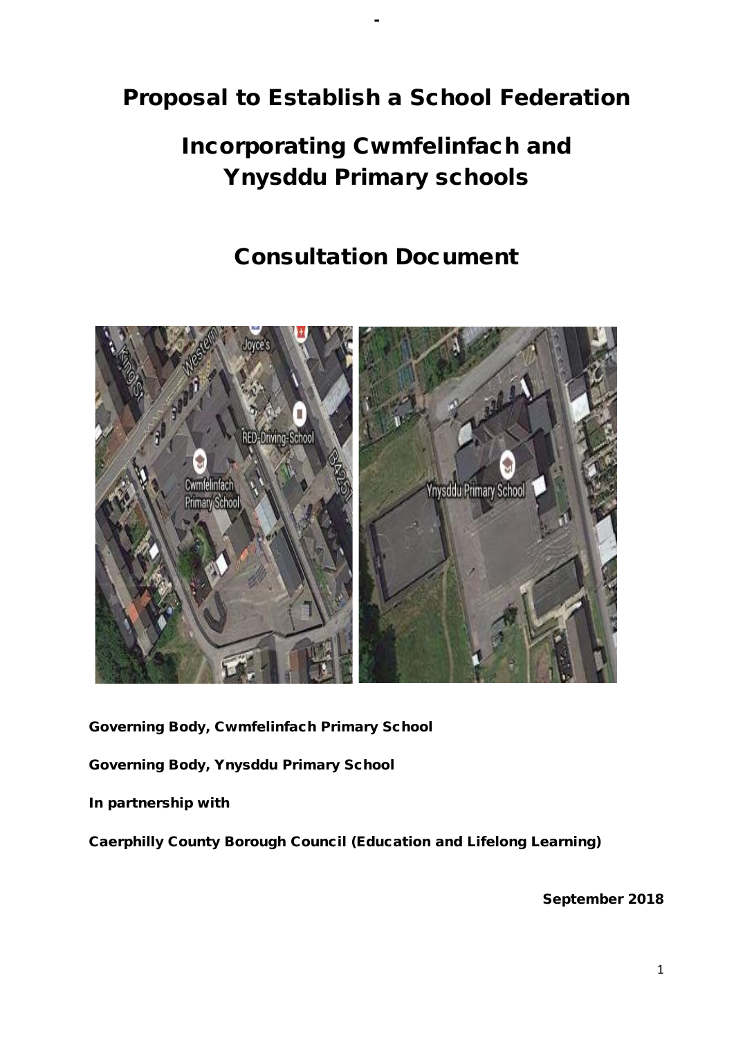# Proposal to Establish a School Federation

# Incorporating Cwmfelinfach and Ynysddu Primary schools

## Consultation Document

**Governing Body, Cwmfelinfach Primary School**

**Governing Body, Ynysddu Primary School**

**In partnership with**

**Caerphilly County Borough Council (Education and Lifelong Learning)**

**September 2018**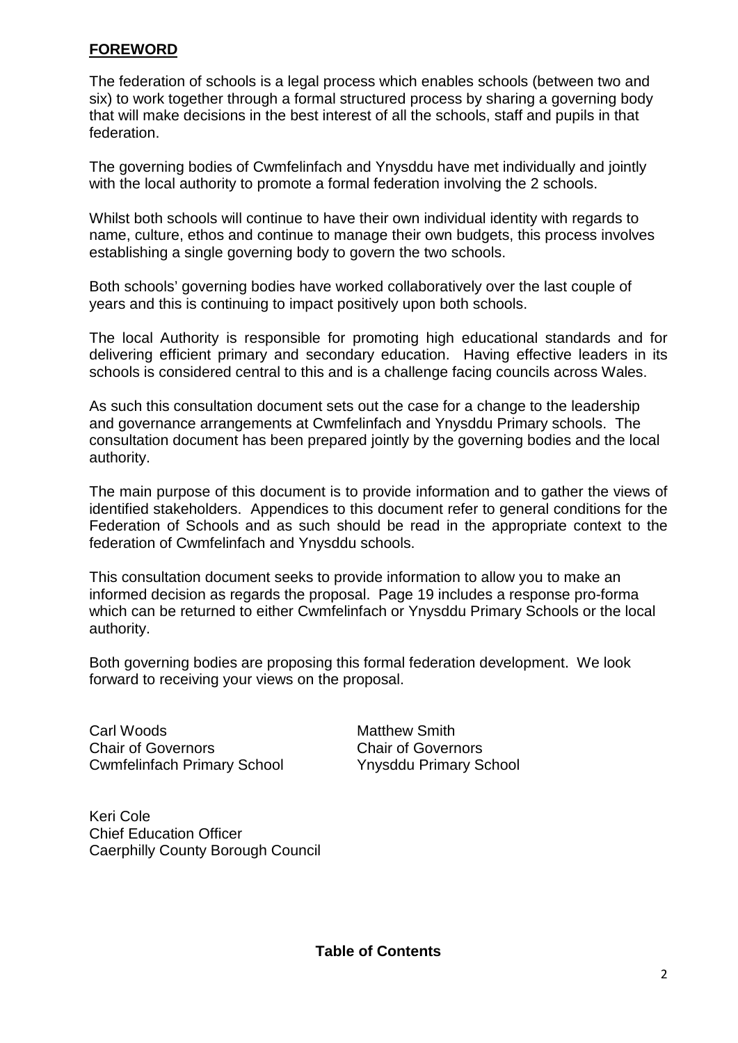## FOREWORD

The federation of schools is a legal process which enables schools (between two and six) to work together through a formal structured process by sharing a governing body that will make decisions in the best interest of all the schools, staff and pupils in that federation.

The governing bodies of Cwmfelinfach and Ynysddu have met individually and jointly with the local authority to promote a formal federation involving the 2 schools.

Whilst both schools will continue to have their own individual identity with regards to name, culture, ethos and continue to manage their own budgets, this process involves establishing a single governing body to govern the two schools.

Both schools' governing bodies have worked collaboratively over the last couple of years and this is continuing to impact positively upon both schools.

The local Authority is responsible for promoting high educational standards and for delivering efficient primary and secondary education. Having effective leaders in its schools is considered central to this and is a challenge facing councils across Wales.

As such this consultation document sets out the case for a change to the leadership and governance arrangements at Cwmfelinfach and Ynysddu Primary schools. The consultation document has been prepared jointly by the governing bodies and the local authority.

The main purpose of this document is to provide information and to gather the views of identified stakeholders. Appendices to this document refer to general conditions for the Federation of Schools and as such should be read in the appropriate context to the federation of Cwmfelinfach and Ynysddu schools.

This consultation document seeks to provide information to allow you to make an informed decision as regards the proposal. Page 19 includes a response pro-forma which can be returned to either Cwmfelinfach or Ynysddu Primary Schools or the local authority.

Both governing bodies are proposing this formal federation development. We look forward to receiving your views on the proposal.

Carl Woods
Chair of Governors
Cwmfelinfach Primary School

Matthew Smith
Chair of Governors
Ynysddu Primary School

Keri Cole
Chief Education Officer
Caerphilly County Borough Council

**Table of Contents**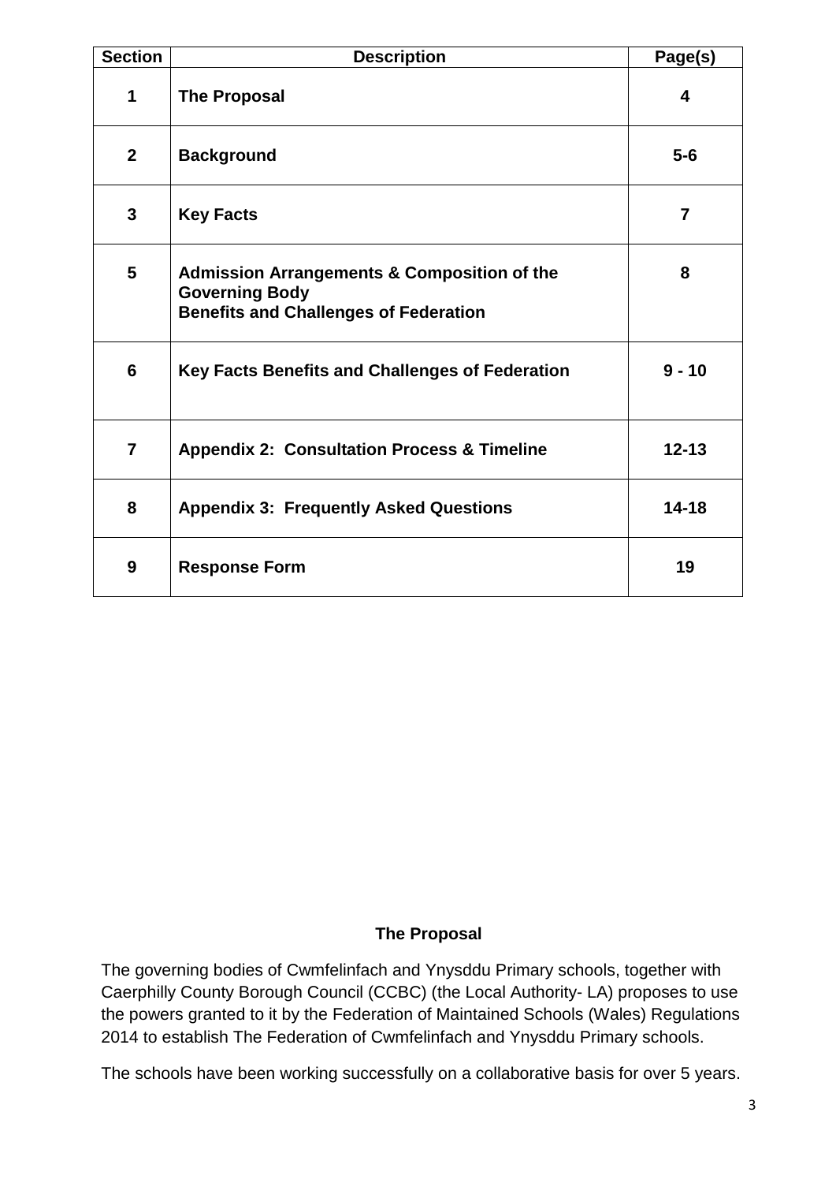| Section | Description | Page(s) |
| --- | --- | --- |
| **1** | **The Proposal** | **4** |
| **2** | **Background** | **5-6** |
| **3** | **Key Facts** | **7** |
| **5** | **Admission Arrangements & Composition of the Governing Body**<br>**Benefits and Challenges of Federation** | **8** |
| **6** | **Key Facts Benefits and Challenges of Federation** | **9 - 10** |
| **7** | **Appendix 2: Consultation Process & Timeline** | **12-13** |
| **8** | **Appendix 3: Frequently Asked Questions** | **14-18** |
| **9** | **Response Form** | **19** |

## The Proposal

The governing bodies of Cwmfelinfach and Ynysddu Primary schools, together with Caerphilly County Borough Council (CCBC) (the Local Authority- LA) proposes to use the powers granted to it by the Federation of Maintained Schools (Wales) Regulations 2014 to establish The Federation of Cwmfelinfach and Ynysddu Primary schools.

The schools have been working successfully on a collaborative basis for over 5 years.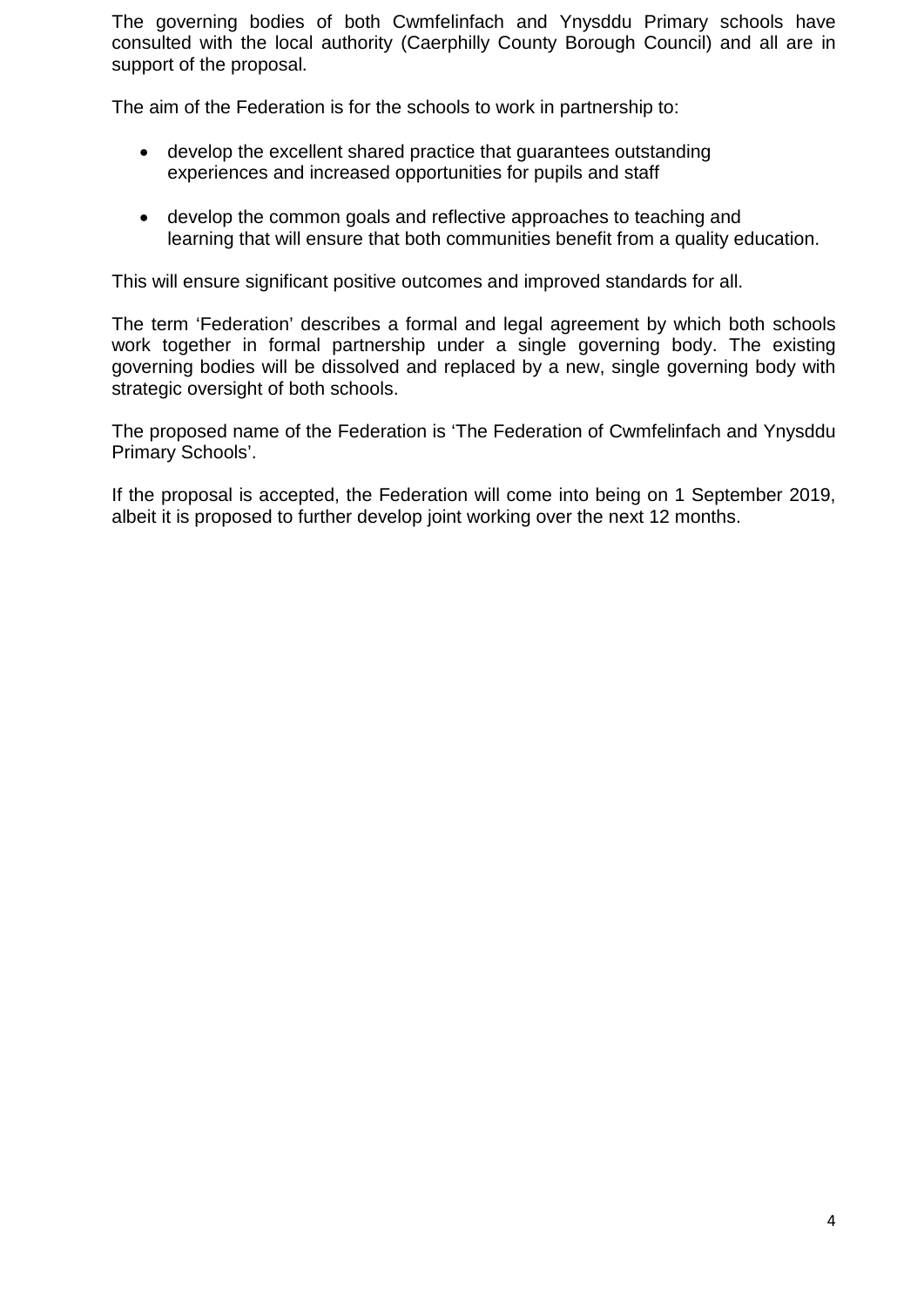The governing bodies of both Cwmfelinfach and Ynysddu Primary schools have consulted with the local authority (Caerphilly County Borough Council) and all are in support of the proposal.

The aim of the Federation is for the schools to work in partnership to:

- develop the excellent shared practice that guarantees outstanding experiences and increased opportunities for pupils and staff
- develop the common goals and reflective approaches to teaching and learning that will ensure that both communities benefit from a quality education.

This will ensure significant positive outcomes and improved standards for all.

The term 'Federation' describes a formal and legal agreement by which both schools work together in formal partnership under a single governing body. The existing governing bodies will be dissolved and replaced by a new, single governing body with strategic oversight of both schools.

The proposed name of the Federation is 'The Federation of Cwmfelinfach and Ynysddu Primary Schools'.

If the proposal is accepted, the Federation will come into being on 1 September 2019, albeit it is proposed to further develop joint working over the next 12 months.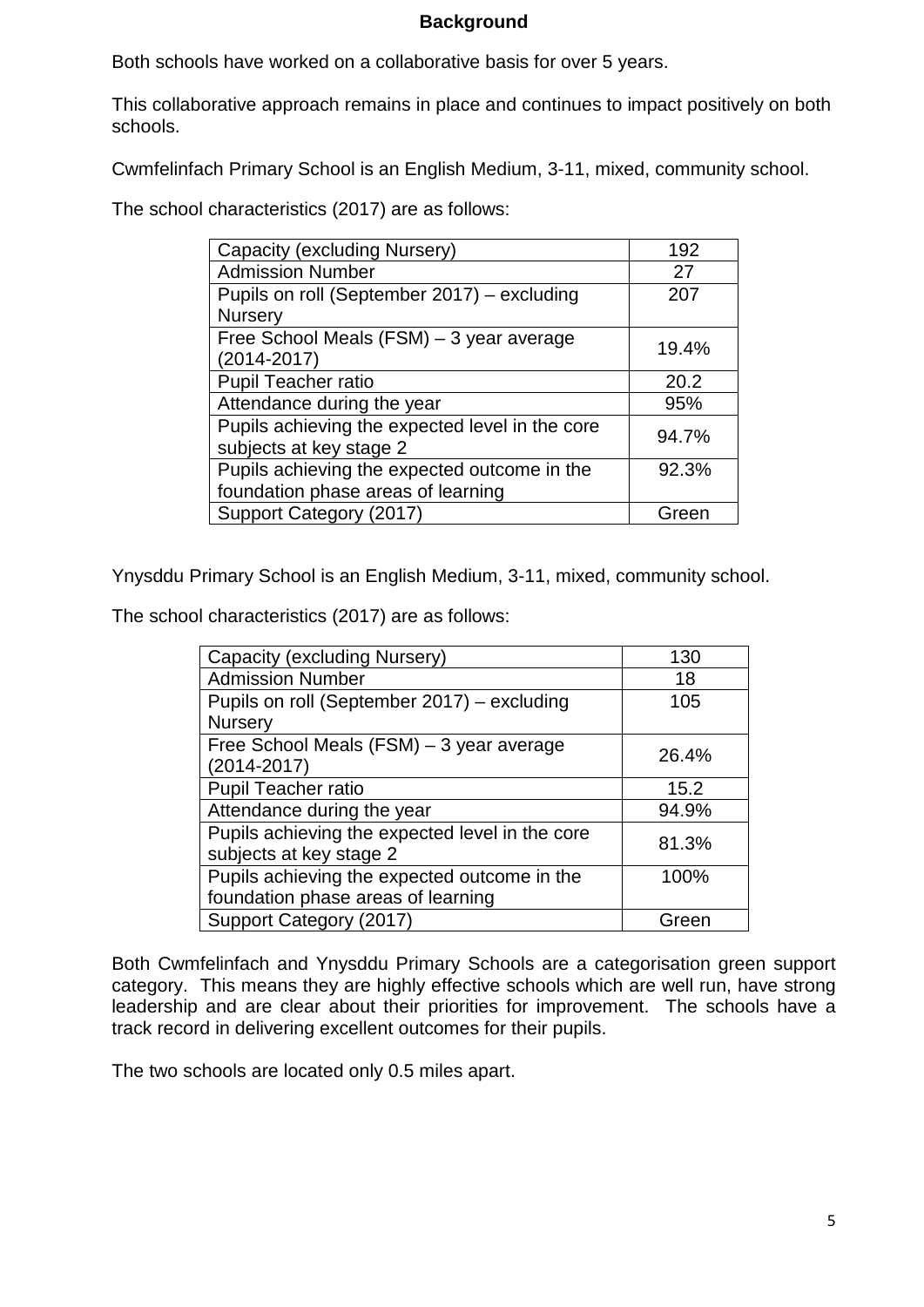## Background

Both schools have worked on a collaborative basis for over 5 years.

This collaborative approach remains in place and continues to impact positively on both schools.

Cwmfelinfach Primary School is an English Medium, 3-11, mixed, community school.

The school characteristics (2017) are as follows:

| Capacity (excluding Nursery) | 192 |
|---|---|
| Admission Number | 27 |
| Pupils on roll (September 2017) – excluding Nursery | 207 |
| Free School Meals (FSM) – 3 year average (2014-2017) | 19.4% |
| Pupil Teacher ratio | 20.2 |
| Attendance during the year | 95% |
| Pupils achieving the expected level in the core subjects at key stage 2 | 94.7% |
| Pupils achieving the expected outcome in the foundation phase areas of learning | 92.3% |
| Support Category (2017) | Green |

Ynysddu Primary School is an English Medium, 3-11, mixed, community school.

The school characteristics (2017) are as follows:

| Capacity (excluding Nursery) | 130 |
|---|---|
| Admission Number | 18 |
| Pupils on roll (September 2017) – excluding Nursery | 105 |
| Free School Meals (FSM) – 3 year average (2014-2017) | 26.4% |
| Pupil Teacher ratio | 15.2 |
| Attendance during the year | 94.9% |
| Pupils achieving the expected level in the core subjects at key stage 2 | 81.3% |
| Pupils achieving the expected outcome in the foundation phase areas of learning | 100% |
| Support Category (2017) | Green |

Both Cwmfelinfach and Ynysddu Primary Schools are a categorisation green support category. This means they are highly effective schools which are well run, have strong leadership and are clear about their priorities for improvement. The schools have a track record in delivering excellent outcomes for their pupils.

The two schools are located only 0.5 miles apart.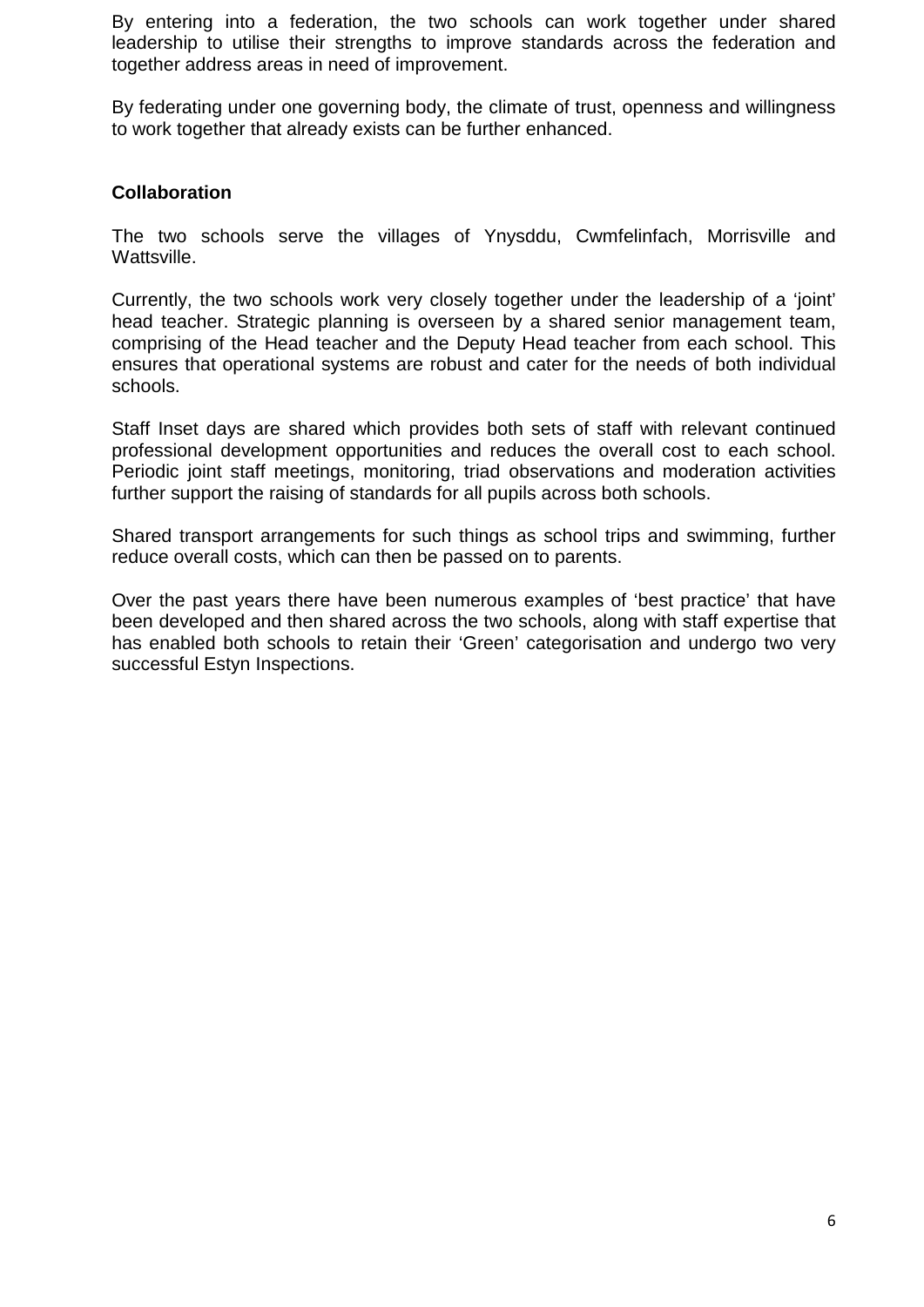By entering into a federation, the two schools can work together under shared leadership to utilise their strengths to improve standards across the federation and together address areas in need of improvement.

By federating under one governing body, the climate of trust, openness and willingness to work together that already exists can be further enhanced.

**Collaboration**

The two schools serve the villages of Ynysddu, Cwmfelinfach, Morrisville and Wattsville.

Currently, the two schools work very closely together under the leadership of a 'joint' head teacher. Strategic planning is overseen by a shared senior management team, comprising of the Head teacher and the Deputy Head teacher from each school. This ensures that operational systems are robust and cater for the needs of both individual schools.

Staff Inset days are shared which provides both sets of staff with relevant continued professional development opportunities and reduces the overall cost to each school. Periodic joint staff meetings, monitoring, triad observations and moderation activities further support the raising of standards for all pupils across both schools.

Shared transport arrangements for such things as school trips and swimming, further reduce overall costs, which can then be passed on to parents.

Over the past years there have been numerous examples of 'best practice' that have been developed and then shared across the two schools, along with staff expertise that has enabled both schools to retain their 'Green' categorisation and undergo two very successful Estyn Inspections.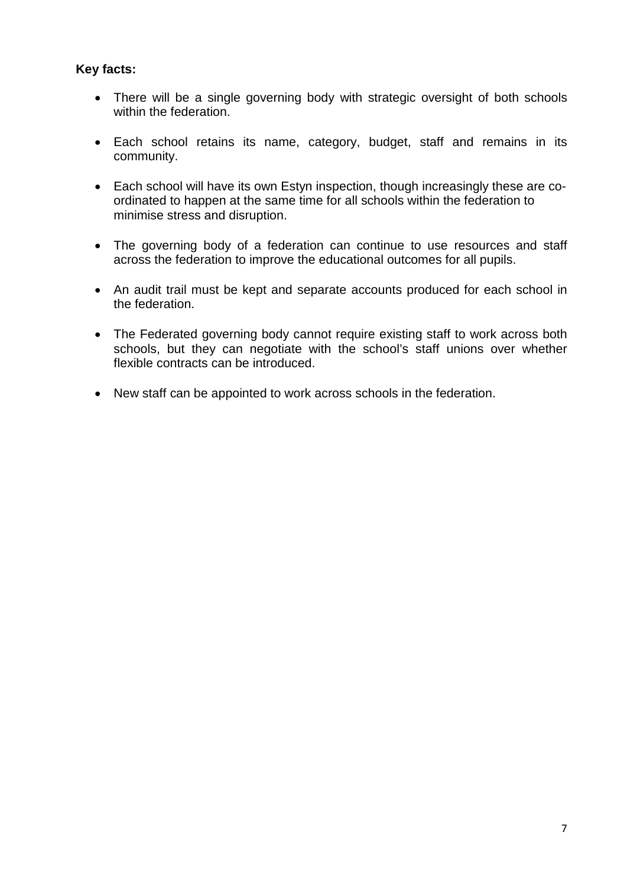**Key facts:**

- There will be a single governing body with strategic oversight of both schools within the federation.
- Each school retains its name, category, budget, staff and remains in its community.
- Each school will have its own Estyn inspection, though increasingly these are co-ordinated to happen at the same time for all schools within the federation to minimise stress and disruption.
- The governing body of a federation can continue to use resources and staff across the federation to improve the educational outcomes for all pupils.
- An audit trail must be kept and separate accounts produced for each school in the federation.
- The Federated governing body cannot require existing staff to work across both schools, but they can negotiate with the school's staff unions over whether flexible contracts can be introduced.
- New staff can be appointed to work across schools in the federation.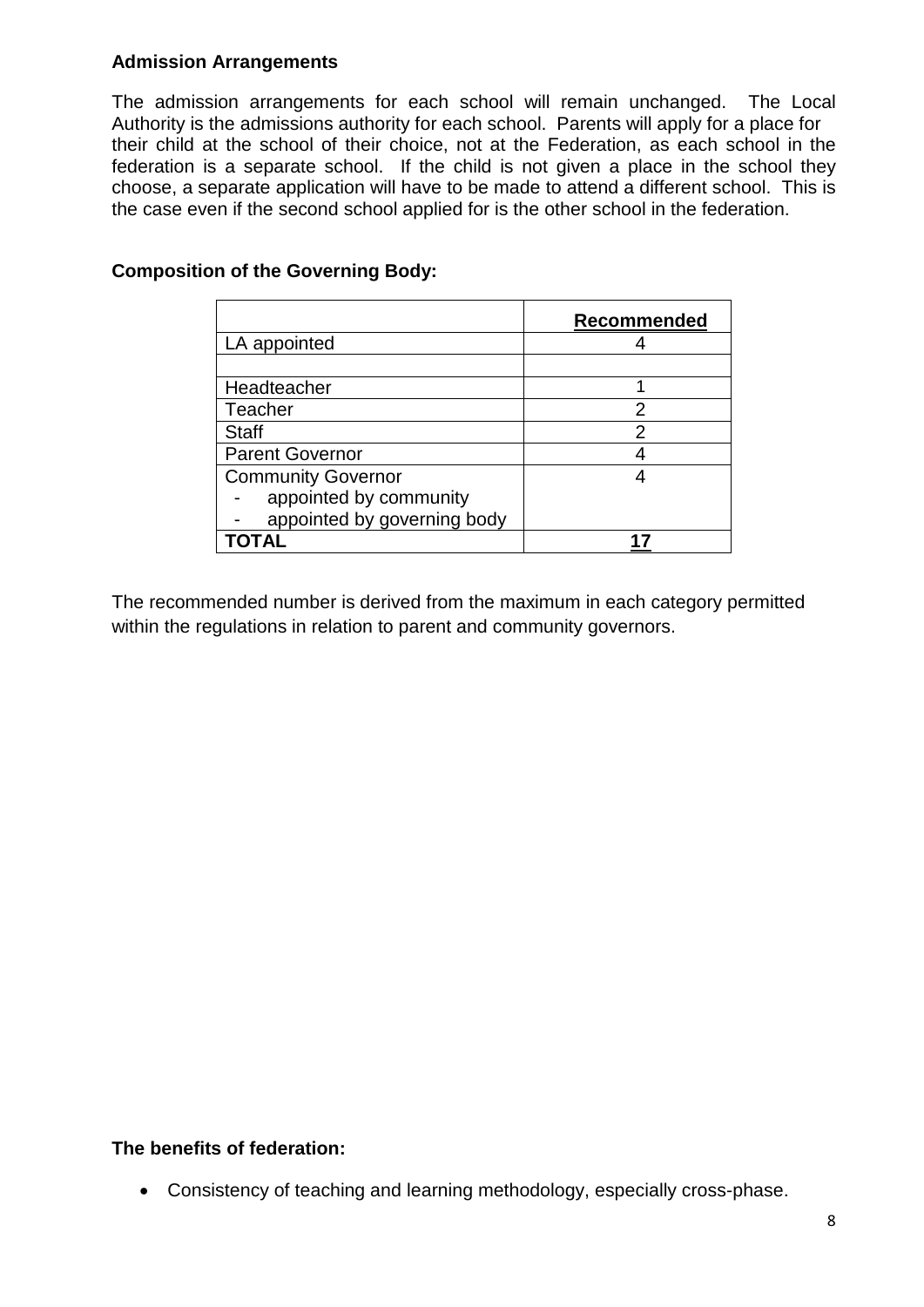**Admission Arrangements**

The admission arrangements for each school will remain unchanged. The Local Authority is the admissions authority for each school. Parents will apply for a place for their child at the school of their choice, not at the Federation, as each school in the federation is a separate school. If the child is not given a place in the school they choose, a separate application will have to be made to attend a different school. This is the case even if the second school applied for is the other school in the federation.

**Composition of the Governing Body:**

| | **Recommended** |
|---|---|
| LA appointed | 4 |
| | |
| Headteacher | 1 |
| Teacher | 2 |
| Staff | 2 |
| Parent Governor | 4 |
| Community Governor<br>- appointed by community<br>- appointed by governing body | 4 |
| **TOTAL** | **17** |

The recommended number is derived from the maximum in each category permitted within the regulations in relation to parent and community governors.

**The benefits of federation:**

- Consistency of teaching and learning methodology, especially cross-phase.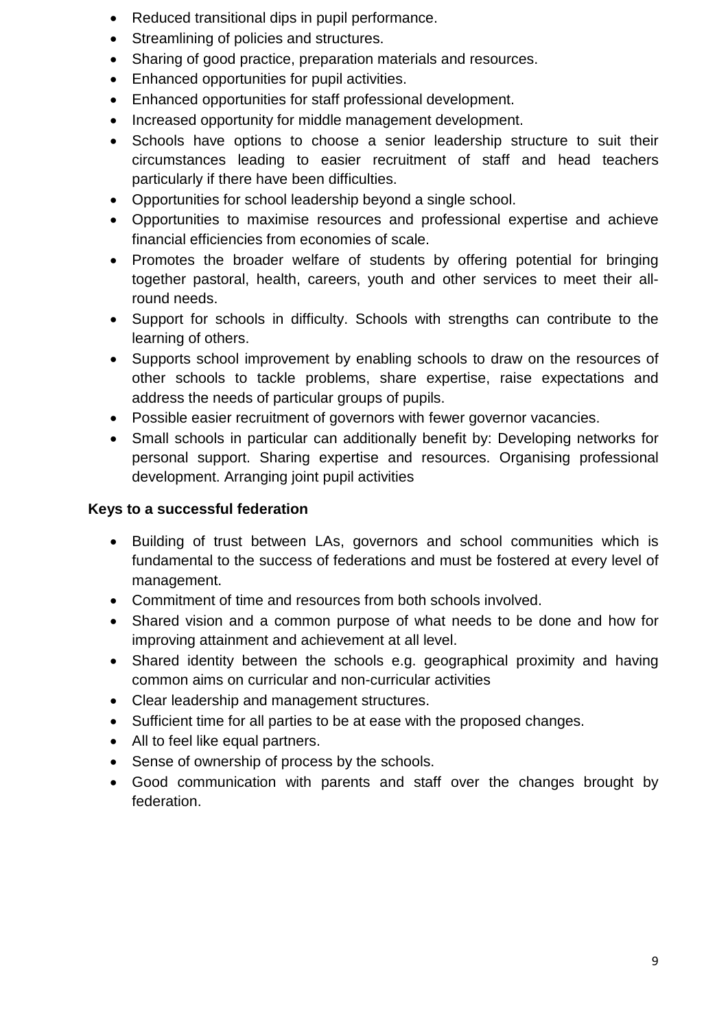- Reduced transitional dips in pupil performance.
- Streamlining of policies and structures.
- Sharing of good practice, preparation materials and resources.
- Enhanced opportunities for pupil activities.
- Enhanced opportunities for staff professional development.
- Increased opportunity for middle management development.
- Schools have options to choose a senior leadership structure to suit their circumstances leading to easier recruitment of staff and head teachers particularly if there have been difficulties.
- Opportunities for school leadership beyond a single school.
- Opportunities to maximise resources and professional expertise and achieve financial efficiencies from economies of scale.
- Promotes the broader welfare of students by offering potential for bringing together pastoral, health, careers, youth and other services to meet their all-round needs.
- Support for schools in difficulty. Schools with strengths can contribute to the learning of others.
- Supports school improvement by enabling schools to draw on the resources of other schools to tackle problems, share expertise, raise expectations and address the needs of particular groups of pupils.
- Possible easier recruitment of governors with fewer governor vacancies.
- Small schools in particular can additionally benefit by: Developing networks for personal support. Sharing expertise and resources. Organising professional development. Arranging joint pupil activities

**Keys to a successful federation**

- Building of trust between LAs, governors and school communities which is fundamental to the success of federations and must be fostered at every level of management.
- Commitment of time and resources from both schools involved.
- Shared vision and a common purpose of what needs to be done and how for improving attainment and achievement at all level.
- Shared identity between the schools e.g. geographical proximity and having common aims on curricular and non-curricular activities
- Clear leadership and management structures.
- Sufficient time for all parties to be at ease with the proposed changes.
- All to feel like equal partners.
- Sense of ownership of process by the schools.
- Good communication with parents and staff over the changes brought by federation.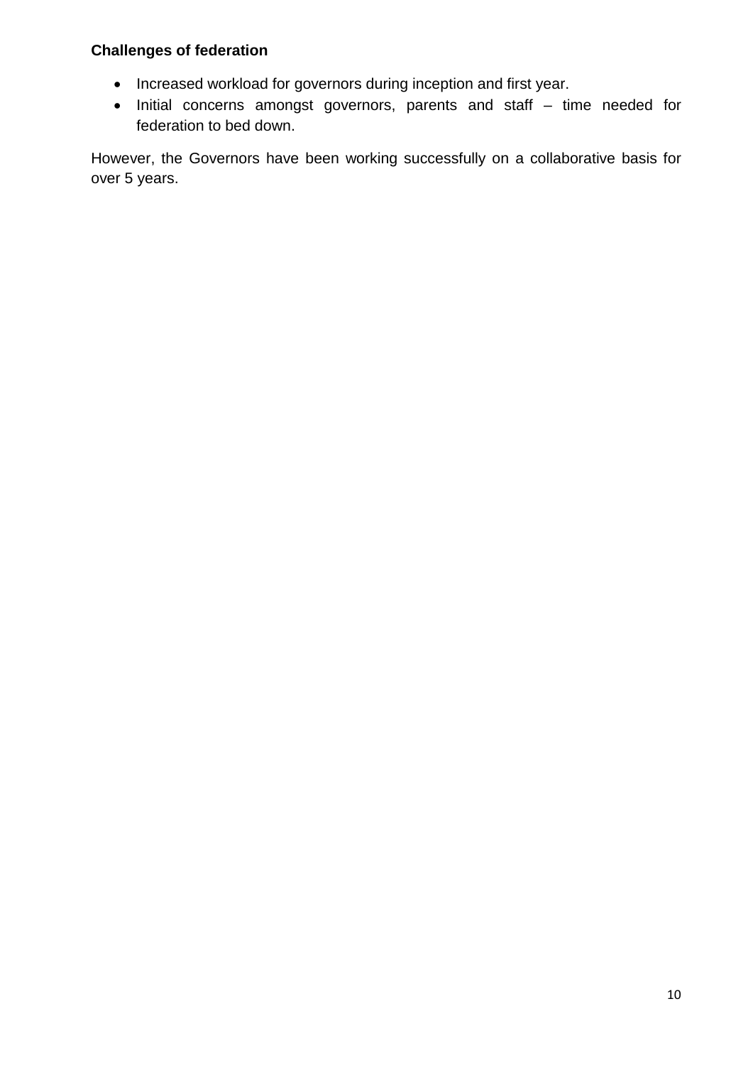**Challenges of federation**

- Increased workload for governors during inception and first year.
- Initial concerns amongst governors, parents and staff – time needed for federation to bed down.

However, the Governors have been working successfully on a collaborative basis for over 5 years.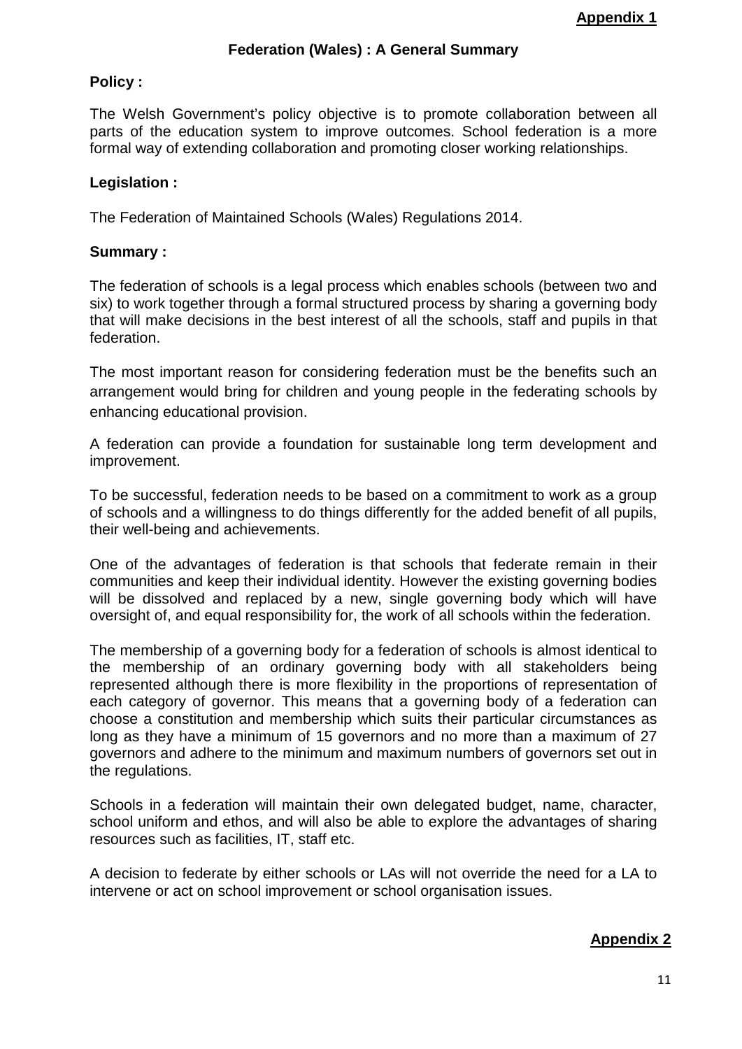**Appendix 1**

## Federation (Wales) : A General Summary

**Policy :**

The Welsh Government's policy objective is to promote collaboration between all parts of the education system to improve outcomes. School federation is a more formal way of extending collaboration and promoting closer working relationships.

**Legislation :**

The Federation of Maintained Schools (Wales) Regulations 2014.

**Summary :**

The federation of schools is a legal process which enables schools (between two and six) to work together through a formal structured process by sharing a governing body that will make decisions in the best interest of all the schools, staff and pupils in that federation.

The most important reason for considering federation must be the benefits such an arrangement would bring for children and young people in the federating schools by enhancing educational provision.

A federation can provide a foundation for sustainable long term development and improvement.

To be successful, federation needs to be based on a commitment to work as a group of schools and a willingness to do things differently for the added benefit of all pupils, their well-being and achievements.

One of the advantages of federation is that schools that federate remain in their communities and keep their individual identity. However the existing governing bodies will be dissolved and replaced by a new, single governing body which will have oversight of, and equal responsibility for, the work of all schools within the federation.

The membership of a governing body for a federation of schools is almost identical to the membership of an ordinary governing body with all stakeholders being represented although there is more flexibility in the proportions of representation of each category of governor. This means that a governing body of a federation can choose a constitution and membership which suits their particular circumstances as long as they have a minimum of 15 governors and no more than a maximum of 27 governors and adhere to the minimum and maximum numbers of governors set out in the regulations.

Schools in a federation will maintain their own delegated budget, name, character, school uniform and ethos, and will also be able to explore the advantages of sharing resources such as facilities, IT, staff etc.

A decision to federate by either schools or LAs will not override the need for a LA to intervene or act on school improvement or school organisation issues.

**Appendix 2**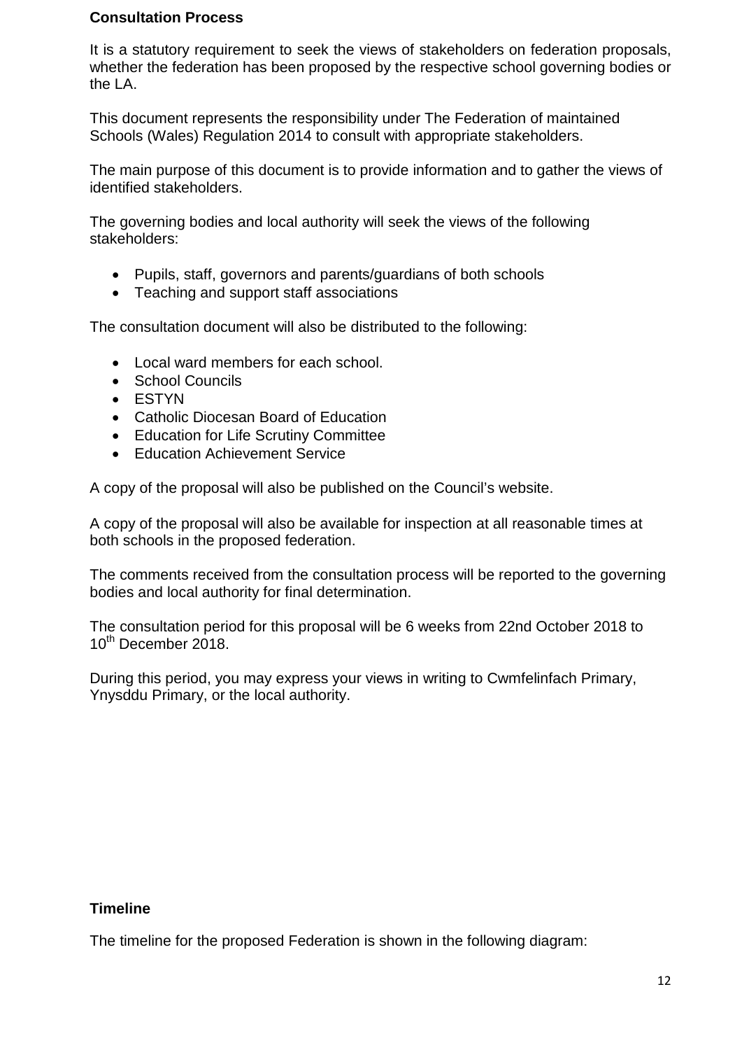**Consultation Process**

It is a statutory requirement to seek the views of stakeholders on federation proposals, whether the federation has been proposed by the respective school governing bodies or the LA.

This document represents the responsibility under The Federation of maintained Schools (Wales) Regulation 2014 to consult with appropriate stakeholders.

The main purpose of this document is to provide information and to gather the views of identified stakeholders.

The governing bodies and local authority will seek the views of the following stakeholders:

- Pupils, staff, governors and parents/guardians of both schools
- Teaching and support staff associations

The consultation document will also be distributed to the following:

- Local ward members for each school.
- School Councils
- ESTYN
- Catholic Diocesan Board of Education
- Education for Life Scrutiny Committee
- Education Achievement Service

A copy of the proposal will also be published on the Council's website.

A copy of the proposal will also be available for inspection at all reasonable times at both schools in the proposed federation.

The comments received from the consultation process will be reported to the governing bodies and local authority for final determination.

The consultation period for this proposal will be 6 weeks from 22nd October 2018 to 10th December 2018.

During this period, you may express your views in writing to Cwmfelinfach Primary, Ynysddu Primary, or the local authority.

**Timeline**

The timeline for the proposed Federation is shown in the following diagram: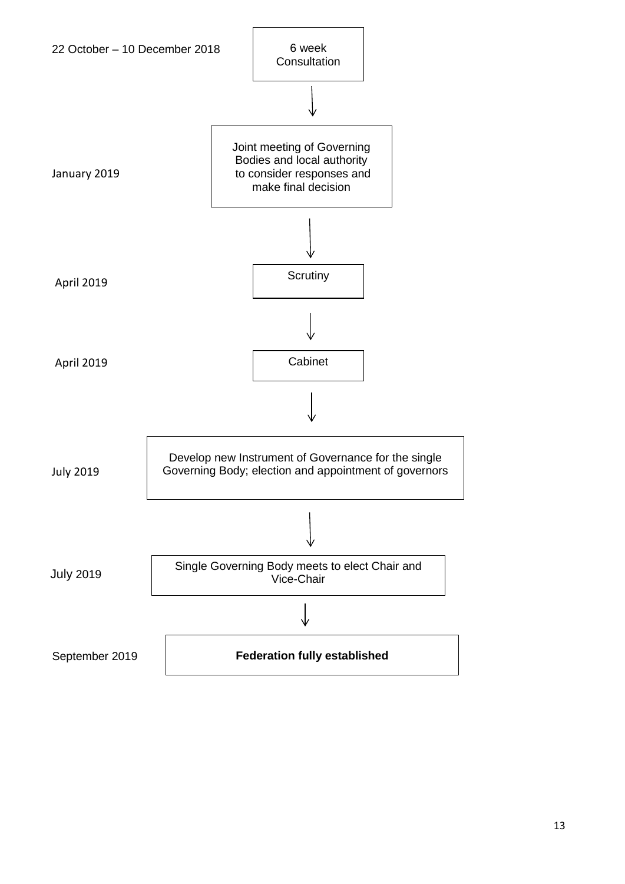| Date | Stage |
| --- | --- |
| 22 October – 10 December 2018 | 6 week Consultation |
| January 2019 | Joint meeting of Governing Bodies and local authority to consider responses and make final decision |
| April 2019 | Scrutiny |
| April 2019 | Cabinet |
| July 2019 | Develop new Instrument of Governance for the single Governing Body; election and appointment of governors |
| July 2019 | Single Governing Body meets to elect Chair and Vice-Chair |
| September 2019 | **Federation fully established** |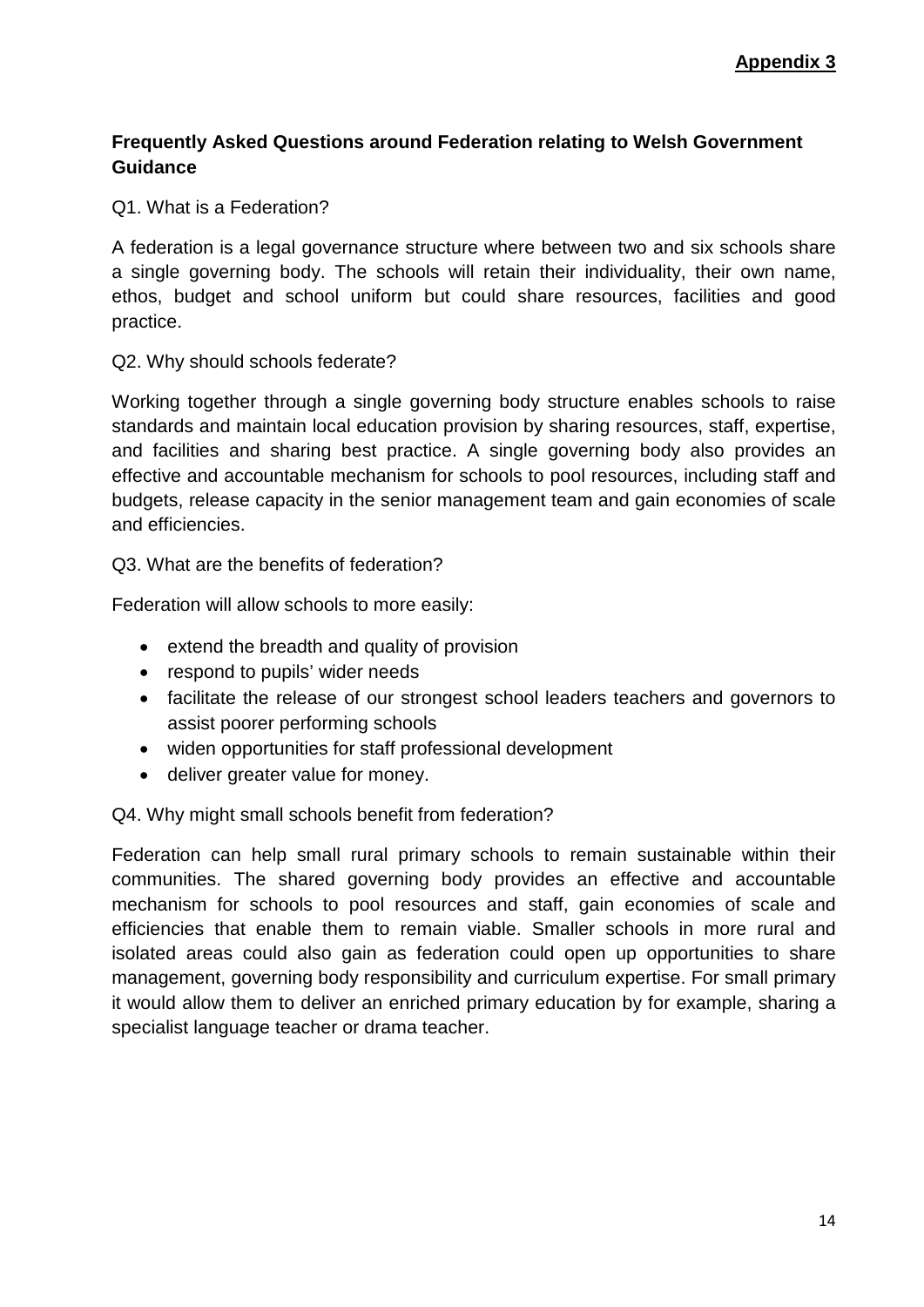**Appendix 3**

## Frequently Asked Questions around Federation relating to Welsh Government Guidance

Q1. What is a Federation?

A federation is a legal governance structure where between two and six schools share a single governing body. The schools will retain their individuality, their own name, ethos, budget and school uniform but could share resources, facilities and good practice.

Q2. Why should schools federate?

Working together through a single governing body structure enables schools to raise standards and maintain local education provision by sharing resources, staff, expertise, and facilities and sharing best practice. A single governing body also provides an effective and accountable mechanism for schools to pool resources, including staff and budgets, release capacity in the senior management team and gain economies of scale and efficiencies.

Q3. What are the benefits of federation?

Federation will allow schools to more easily:

- extend the breadth and quality of provision
- respond to pupils' wider needs
- facilitate the release of our strongest school leaders teachers and governors to assist poorer performing schools
- widen opportunities for staff professional development
- deliver greater value for money.

Q4. Why might small schools benefit from federation?

Federation can help small rural primary schools to remain sustainable within their communities. The shared governing body provides an effective and accountable mechanism for schools to pool resources and staff, gain economies of scale and efficiencies that enable them to remain viable. Smaller schools in more rural and isolated areas could also gain as federation could open up opportunities to share management, governing body responsibility and curriculum expertise. For small primary it would allow them to deliver an enriched primary education by for example, sharing a specialist language teacher or drama teacher.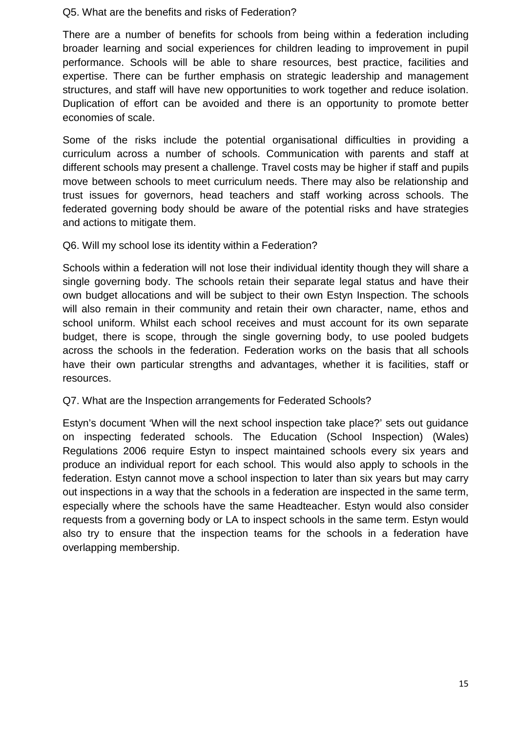Q5. What are the benefits and risks of Federation?

There are a number of benefits for schools from being within a federation including broader learning and social experiences for children leading to improvement in pupil performance. Schools will be able to share resources, best practice, facilities and expertise. There can be further emphasis on strategic leadership and management structures, and staff will have new opportunities to work together and reduce isolation. Duplication of effort can be avoided and there is an opportunity to promote better economies of scale.

Some of the risks include the potential organisational difficulties in providing a curriculum across a number of schools. Communication with parents and staff at different schools may present a challenge. Travel costs may be higher if staff and pupils move between schools to meet curriculum needs. There may also be relationship and trust issues for governors, head teachers and staff working across schools. The federated governing body should be aware of the potential risks and have strategies and actions to mitigate them.

Q6. Will my school lose its identity within a Federation?

Schools within a federation will not lose their individual identity though they will share a single governing body. The schools retain their separate legal status and have their own budget allocations and will be subject to their own Estyn Inspection. The schools will also remain in their community and retain their own character, name, ethos and school uniform. Whilst each school receives and must account for its own separate budget, there is scope, through the single governing body, to use pooled budgets across the schools in the federation. Federation works on the basis that all schools have their own particular strengths and advantages, whether it is facilities, staff or resources.

Q7. What are the Inspection arrangements for Federated Schools?

Estyn's document 'When will the next school inspection take place?' sets out guidance on inspecting federated schools. The Education (School Inspection) (Wales) Regulations 2006 require Estyn to inspect maintained schools every six years and produce an individual report for each school. This would also apply to schools in the federation. Estyn cannot move a school inspection to later than six years but may carry out inspections in a way that the schools in a federation are inspected in the same term, especially where the schools have the same Headteacher. Estyn would also consider requests from a governing body or LA to inspect schools in the same term. Estyn would also try to ensure that the inspection teams for the schools in a federation have overlapping membership.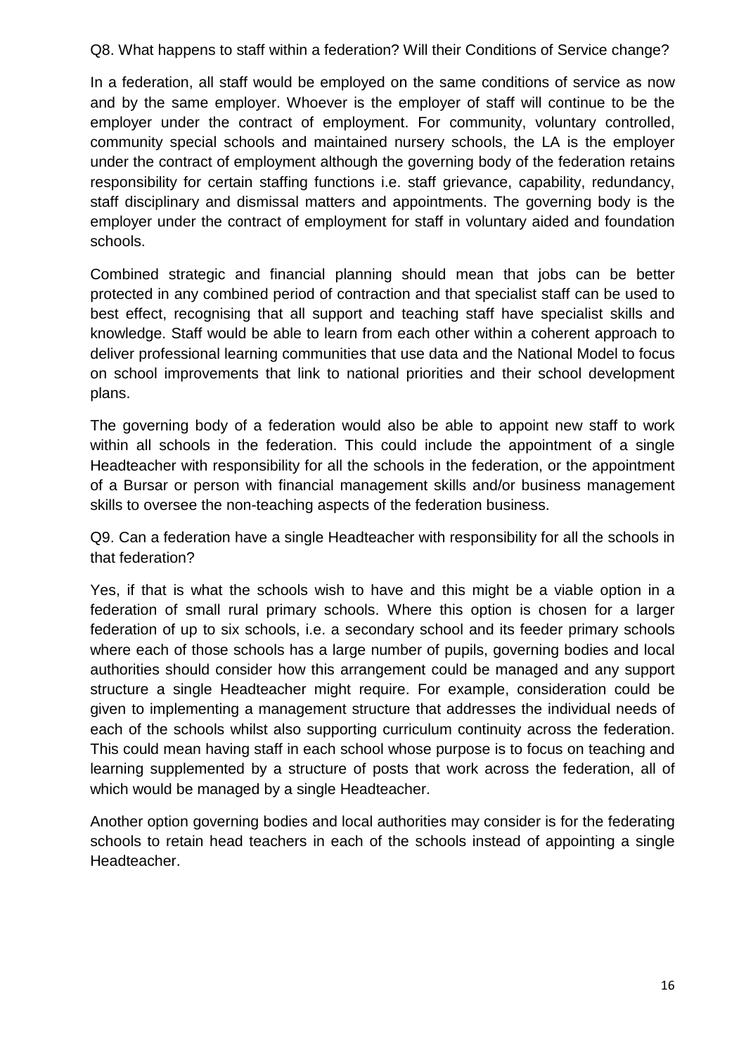Q8. What happens to staff within a federation? Will their Conditions of Service change?

In a federation, all staff would be employed on the same conditions of service as now and by the same employer. Whoever is the employer of staff will continue to be the employer under the contract of employment. For community, voluntary controlled, community special schools and maintained nursery schools, the LA is the employer under the contract of employment although the governing body of the federation retains responsibility for certain staffing functions i.e. staff grievance, capability, redundancy, staff disciplinary and dismissal matters and appointments. The governing body is the employer under the contract of employment for staff in voluntary aided and foundation schools.

Combined strategic and financial planning should mean that jobs can be better protected in any combined period of contraction and that specialist staff can be used to best effect, recognising that all support and teaching staff have specialist skills and knowledge. Staff would be able to learn from each other within a coherent approach to deliver professional learning communities that use data and the National Model to focus on school improvements that link to national priorities and their school development plans.

The governing body of a federation would also be able to appoint new staff to work within all schools in the federation. This could include the appointment of a single Headteacher with responsibility for all the schools in the federation, or the appointment of a Bursar or person with financial management skills and/or business management skills to oversee the non-teaching aspects of the federation business.

Q9. Can a federation have a single Headteacher with responsibility for all the schools in that federation?

Yes, if that is what the schools wish to have and this might be a viable option in a federation of small rural primary schools. Where this option is chosen for a larger federation of up to six schools, i.e. a secondary school and its feeder primary schools where each of those schools has a large number of pupils, governing bodies and local authorities should consider how this arrangement could be managed and any support structure a single Headteacher might require. For example, consideration could be given to implementing a management structure that addresses the individual needs of each of the schools whilst also supporting curriculum continuity across the federation. This could mean having staff in each school whose purpose is to focus on teaching and learning supplemented by a structure of posts that work across the federation, all of which would be managed by a single Headteacher.

Another option governing bodies and local authorities may consider is for the federating schools to retain head teachers in each of the schools instead of appointing a single Headteacher.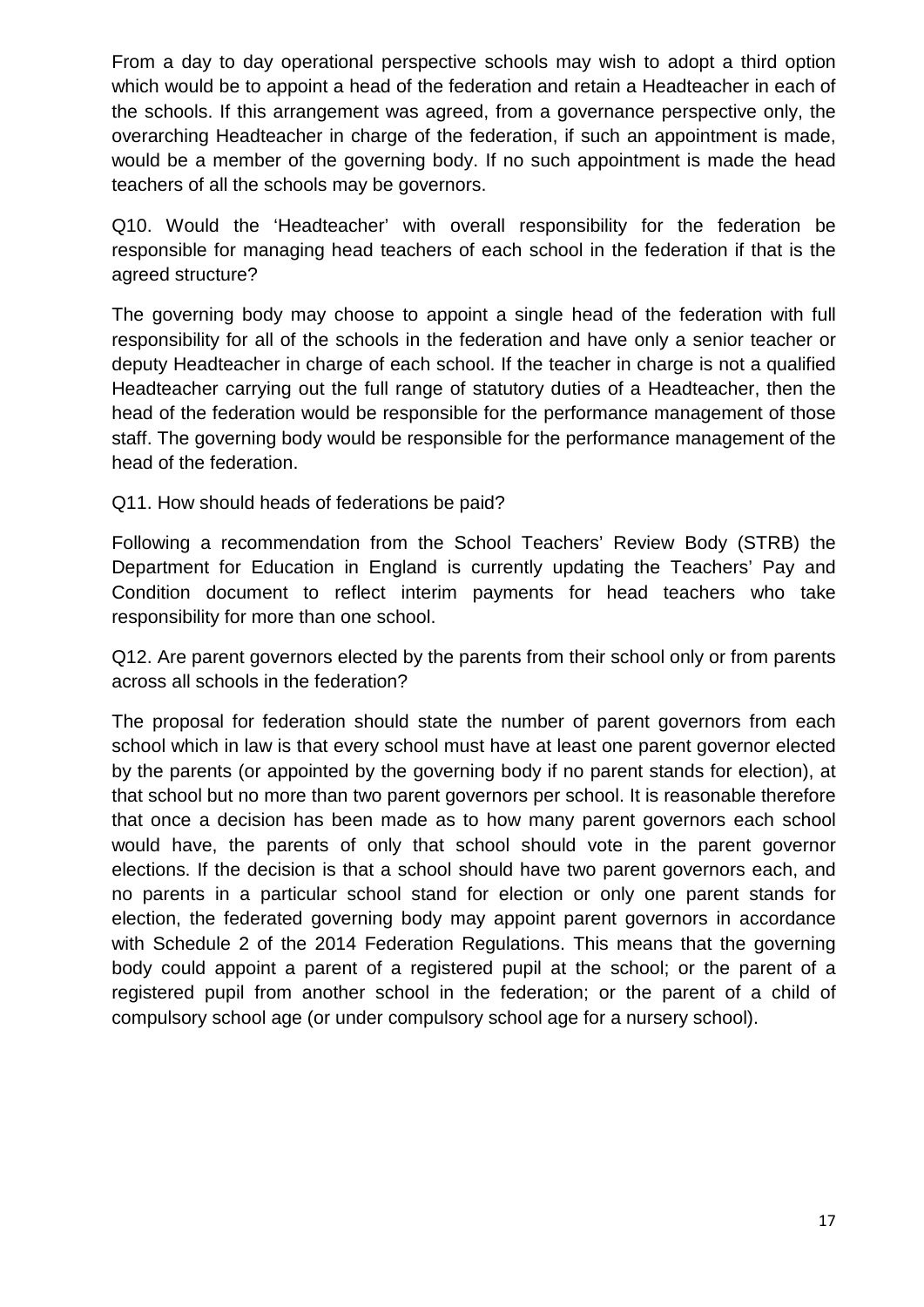From a day to day operational perspective schools may wish to adopt a third option which would be to appoint a head of the federation and retain a Headteacher in each of the schools. If this arrangement was agreed, from a governance perspective only, the overarching Headteacher in charge of the federation, if such an appointment is made, would be a member of the governing body. If no such appointment is made the head teachers of all the schools may be governors.

Q10. Would the 'Headteacher' with overall responsibility for the federation be responsible for managing head teachers of each school in the federation if that is the agreed structure?

The governing body may choose to appoint a single head of the federation with full responsibility for all of the schools in the federation and have only a senior teacher or deputy Headteacher in charge of each school. If the teacher in charge is not a qualified Headteacher carrying out the full range of statutory duties of a Headteacher, then the head of the federation would be responsible for the performance management of those staff. The governing body would be responsible for the performance management of the head of the federation.

Q11. How should heads of federations be paid?

Following a recommendation from the School Teachers' Review Body (STRB) the Department for Education in England is currently updating the Teachers' Pay and Condition document to reflect interim payments for head teachers who take responsibility for more than one school.

Q12. Are parent governors elected by the parents from their school only or from parents across all schools in the federation?

The proposal for federation should state the number of parent governors from each school which in law is that every school must have at least one parent governor elected by the parents (or appointed by the governing body if no parent stands for election), at that school but no more than two parent governors per school. It is reasonable therefore that once a decision has been made as to how many parent governors each school would have, the parents of only that school should vote in the parent governor elections. If the decision is that a school should have two parent governors each, and no parents in a particular school stand for election or only one parent stands for election, the federated governing body may appoint parent governors in accordance with Schedule 2 of the 2014 Federation Regulations. This means that the governing body could appoint a parent of a registered pupil at the school; or the parent of a registered pupil from another school in the federation; or the parent of a child of compulsory school age (or under compulsory school age for a nursery school).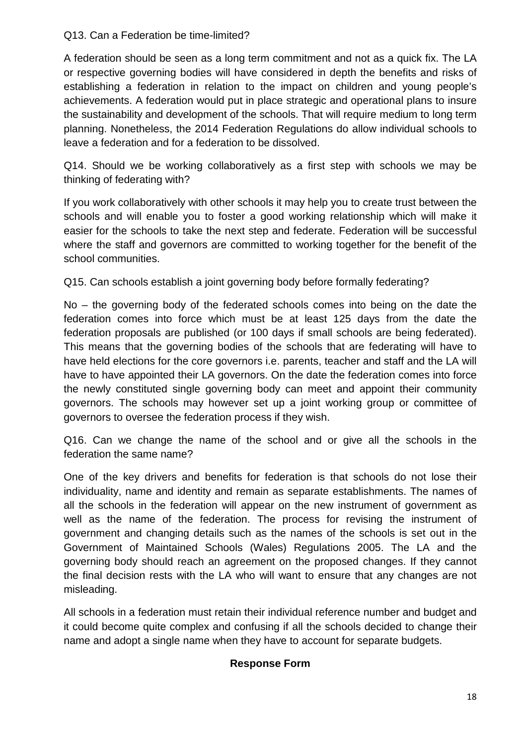Q13. Can a Federation be time-limited?

A federation should be seen as a long term commitment and not as a quick fix. The LA or respective governing bodies will have considered in depth the benefits and risks of establishing a federation in relation to the impact on children and young people's achievements. A federation would put in place strategic and operational plans to insure the sustainability and development of the schools. That will require medium to long term planning. Nonetheless, the 2014 Federation Regulations do allow individual schools to leave a federation and for a federation to be dissolved.

Q14. Should we be working collaboratively as a first step with schools we may be thinking of federating with?

If you work collaboratively with other schools it may help you to create trust between the schools and will enable you to foster a good working relationship which will make it easier for the schools to take the next step and federate. Federation will be successful where the staff and governors are committed to working together for the benefit of the school communities.

Q15. Can schools establish a joint governing body before formally federating?

No – the governing body of the federated schools comes into being on the date the federation comes into force which must be at least 125 days from the date the federation proposals are published (or 100 days if small schools are being federated). This means that the governing bodies of the schools that are federating will have to have held elections for the core governors i.e. parents, teacher and staff and the LA will have to have appointed their LA governors. On the date the federation comes into force the newly constituted single governing body can meet and appoint their community governors. The schools may however set up a joint working group or committee of governors to oversee the federation process if they wish.

Q16. Can we change the name of the school and or give all the schools in the federation the same name?

One of the key drivers and benefits for federation is that schools do not lose their individuality, name and identity and remain as separate establishments. The names of all the schools in the federation will appear on the new instrument of government as well as the name of the federation. The process for revising the instrument of government and changing details such as the names of the schools is set out in the Government of Maintained Schools (Wales) Regulations 2005. The LA and the governing body should reach an agreement on the proposed changes. If they cannot the final decision rests with the LA who will want to ensure that any changes are not misleading.

All schools in a federation must retain their individual reference number and budget and it could become quite complex and confusing if all the schools decided to change their name and adopt a single name when they have to account for separate budgets.

**Response Form**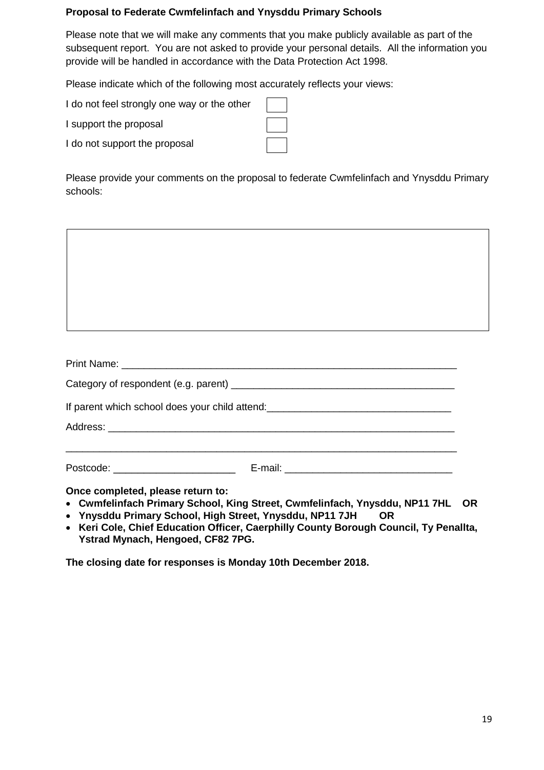**Proposal to Federate Cwmfelinfach and Ynysddu Primary Schools**

Please note that we will make any comments that you make publicly available as part of the subsequent report. You are not asked to provide your personal details. All the information you provide will be handled in accordance with the Data Protection Act 1998.

Please indicate which of the following most accurately reflects your views:

I do not feel strongly one way or the other ☐

I support the proposal ☐

I do not support the proposal ☐

Please provide your comments on the proposal to federate Cwmfelinfach and Ynysddu Primary schools:

| |
|---|
| |

Print Name: ____________________________________________________________

Category of respondent (e.g. parent) ______________________________________

If parent which school does your child attend:________________________________

Address: ______________________________________________________________

_____________________________________________________________________

Postcode: _____________________ E-mail: _____________________________

**Once completed, please return to:**

- **Cwmfelinfach Primary School, King Street, Cwmfelinfach, Ynysddu, NP11 7HL OR**
- **Ynysddu Primary School, High Street, Ynysddu, NP11 7JH OR**
- **Keri Cole, Chief Education Officer, Caerphilly County Borough Council, Ty Penallta, Ystrad Mynach, Hengoed, CF82 7PG.**

**The closing date for responses is Monday 10th December 2018.**